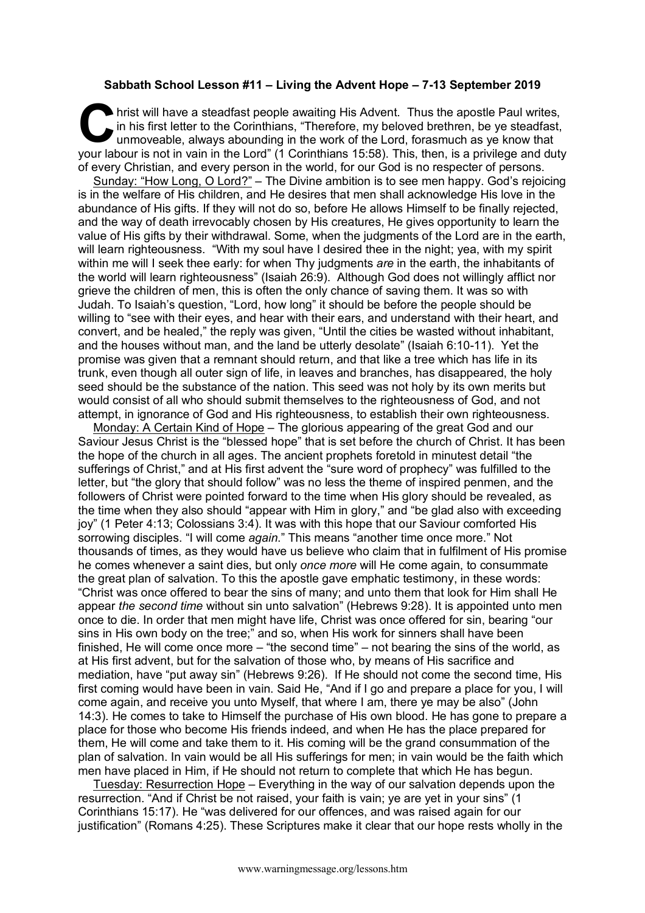**Sabbath School Lesson #11 – Living the Advent Hope – 7-13 September 2019**

Christ will have a steadfast people awaiting His Advent. Thus the apostle Paul writes, in his first letter to the Corinthians, "Therefore, my beloved brethren, be ye steadfast, unmoveable, always abounding in the work of the Lord, forasmuch as ye know that your labour is not in vain in the Lord" (1 Corinthians 15:58). This, then, is a privilege and duty of every Christian, and every person in the world, for our God is no respecter of persons.

Sunday: "How Long, O Lord?" – The Divine ambition is to see men happy. God's rejoicing is in the welfare of His children, and He desires that men shall acknowledge His love in the abundance of His gifts. If they will not do so, before He allows Himself to be finally rejected, and the way of death irrevocably chosen by His creatures, He gives opportunity to learn the value of His gifts by their withdrawal. Some, when the judgments of the Lord are in the earth, will learn righteousness. "With my soul have I desired thee in the night; yea, with my spirit within me will I seek thee early: for when Thy judgments *are* in the earth, the inhabitants of the world will learn righteousness" (Isaiah 26:9). Although God does not willingly afflict nor grieve the children of men, this is often the only chance of saving them. It was so with Judah. To Isaiah's question, "Lord, how long" it should be before the people should be willing to "see with their eyes, and hear with their ears, and understand with their heart, and convert, and be healed," the reply was given, "Until the cities be wasted without inhabitant, and the houses without man, and the land be utterly desolate" (Isaiah 6:10-11). Yet the promise was given that a remnant should return, and that like a tree which has life in its trunk, even though all outer sign of life, in leaves and branches, has disappeared, the holy seed should be the substance of the nation. This seed was not holy by its own merits but would consist of all who should submit themselves to the righteousness of God, and not attempt, in ignorance of God and His righteousness, to establish their own righteousness.

Monday: A Certain Kind of Hope – The glorious appearing of the great God and our Saviour Jesus Christ is the "blessed hope" that is set before the church of Christ. It has been the hope of the church in all ages. The ancient prophets foretold in minutest detail "the sufferings of Christ," and at His first advent the "sure word of prophecy" was fulfilled to the letter, but "the glory that should follow" was no less the theme of inspired penmen, and the followers of Christ were pointed forward to the time when His glory should be revealed, as the time when they also should "appear with Him in glory," and "be glad also with exceeding joy" (1 Peter 4:13; Colossians 3:4). It was with this hope that our Saviour comforted His sorrowing disciples. "I will come *again*." This means "another time once more." Not thousands of times, as they would have us believe who claim that in fulfilment of His promise he comes whenever a saint dies, but only *once more* will He come again, to consummate the great plan of salvation. To this the apostle gave emphatic testimony, in these words: "Christ was once offered to bear the sins of many; and unto them that look for Him shall He appear *the second time* without sin unto salvation" (Hebrews 9:28). It is appointed unto men once to die. In order that men might have life, Christ was once offered for sin, bearing "our sins in His own body on the tree;" and so, when His work for sinners shall have been finished, He will come once more – "the second time" – not bearing the sins of the world, as at His first advent, but for the salvation of those who, by means of His sacrifice and mediation, have "put away sin" (Hebrews 9:26). If He should not come the second time, His first coming would have been in vain. Said He, "And if I go and prepare a place for you, I will come again, and receive you unto Myself, that where I am, there ye may be also" (John 14:3). He comes to take to Himself the purchase of His own blood. He has gone to prepare a place for those who become His friends indeed, and when He has the place prepared for them, He will come and take them to it. His coming will be the grand consummation of the plan of salvation. In vain would be all His sufferings for men; in vain would be the faith which men have placed in Him, if He should not return to complete that which He has begun.

Tuesday: Resurrection Hope – Everything in the way of our salvation depends upon the resurrection. "And if Christ be not raised, your faith is vain; ye are yet in your sins" (1 Corinthians 15:17). He "was delivered for our offences, and was raised again for our justification" (Romans 4:25). These Scriptures make it clear that our hope rests wholly in the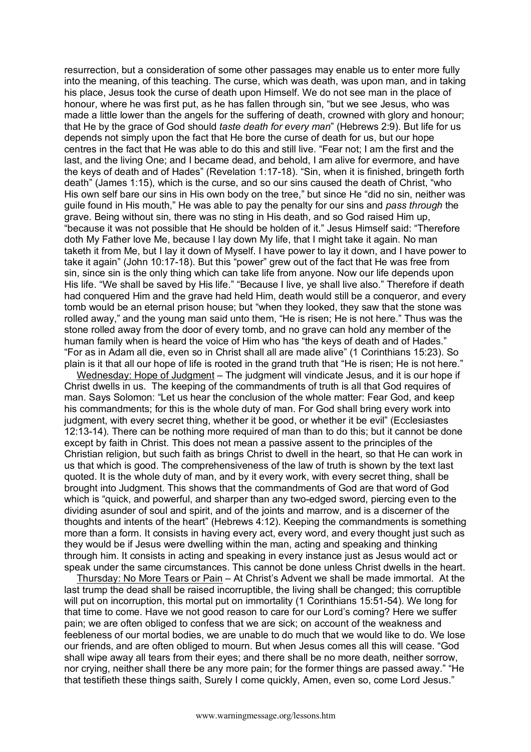resurrection, but a consideration of some other passages may enable us to enter more fully into the meaning, of this teaching. The curse, which was death, was upon man, and in taking his place, Jesus took the curse of death upon Himself. We do not see man in the place of honour, where he was first put, as he has fallen through sin, "but we see Jesus, who was made a little lower than the angels for the suffering of death, crowned with glory and honour; that He by the grace of God should *taste death for every man*" (Hebrews 2:9). But life for us depends not simply upon the fact that He bore the curse of death for us, but our hope centres in the fact that He was able to do this and still live. "Fear not; I am the first and the last, and the living One; and I became dead, and behold, I am alive for evermore, and have the keys of death and of Hades" (Revelation 1:17-18). "Sin, when it is finished, bringeth forth death" (James 1:15), which is the curse, and so our sins caused the death of Christ, "who His own self bare our sins in His own body on the tree," but since He "did no sin, neither was guile found in His mouth," He was able to pay the penalty for our sins and *pass through* the grave. Being without sin, there was no sting in His death, and so God raised Him up, "because it was not possible that He should be holden of it." Jesus Himself said: "Therefore doth My Father love Me, because I lay down My life, that I might take it again. No man taketh it from Me, but I lay it down of Myself. I have power to lay it down, and I have power to take it again" (John 10:17-18). But this "power" grew out of the fact that He was free from sin, since sin is the only thing which can take life from anyone. Now our life depends upon His life. "We shall be saved by His life." "Because I live, ye shall live also." Therefore if death had conquered Him and the grave had held Him, death would still be a conqueror, and every tomb would be an eternal prison house; but "when they looked, they saw that the stone was rolled away," and the young man said unto them, "He is risen; He is not here." Thus was the stone rolled away from the door of every tomb, and no grave can hold any member of the human family when is heard the voice of Him who has "the keys of death and of Hades." "For as in Adam all die, even so in Christ shall all are made alive" (1 Corinthians 15:23). So plain is it that all our hope of life is rooted in the grand truth that "He is risen; He is not here."

<u>Wednesday: Hope of Judgment</u> – The judgment will vindicate Jesus, and it is our hope if Christ dwells in us. The keeping of the commandments of truth is all that God requires of man. Says Solomon: "Let us hear the conclusion of the whole matter: Fear God, and keep his commandments; for this is the whole duty of man. For God shall bring every work into judgment, with every secret thing, whether it be good, or whether it be evil" (Ecclesiastes 12:13-14). There can be nothing more required of man than to do this; but it cannot be done except by faith in Christ. This does not mean a passive assent to the principles of the Christian religion, but such faith as brings Christ to dwell in the heart, so that He can work in us that which is good. The comprehensiveness of the law of truth is shown by the text last quoted. It is the whole duty of man, and by it every work, with every secret thing, shall be brought into Judgment. This shows that the commandments of God are that word of God which is "quick, and powerful, and sharper than any two-edged sword, piercing even to the dividing asunder of soul and spirit, and of the joints and marrow, and is a discerner of the thoughts and intents of the heart" (Hebrews 4:12). Keeping the commandments is something more than a form. It consists in having every act, every word, and every thought just such as they would be if Jesus were dwelling within the man, acting and speaking and thinking through him. It consists in acting and speaking in every instance just as Jesus would act or speak under the same circumstances. This cannot be done unless Christ dwells in the heart.

<u>Thursday: No More Tears or Pain</u> – At Christ's Advent we shall be made immortal. At the last trump the dead shall be raised incorruptible, the living shall be changed; this corruptible will put on incorruption, this mortal put on immortality (1 Corinthians 15:51-54). We long for that time to come. Have we not good reason to care for our Lord's coming? Here we suffer pain; we are often obliged to confess that we are sick; on account of the weakness and feebleness of our mortal bodies, we are unable to do much that we would like to do. We lose our friends, and are often obliged to mourn. But when Jesus comes all this will cease. "God shall wipe away all tears from their eyes; and there shall be no more death, neither sorrow, nor crying, neither shall there be any more pain; for the former things are passed away." "He that testifieth these things saith, Surely I come quickly, Amen, even so, come Lord Jesus."